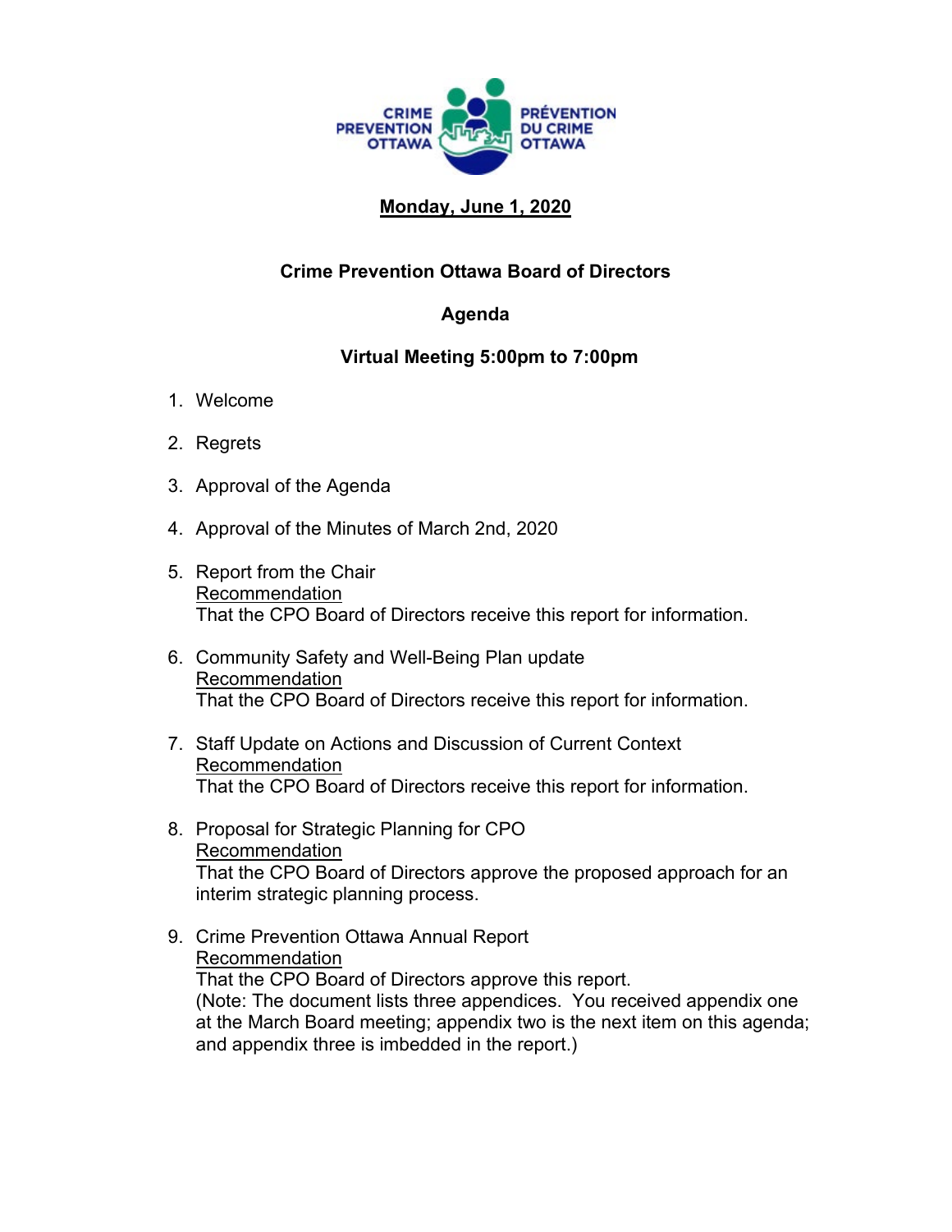CRIME PREVENTION OTTAWA · PRÉVENTION DU CRIME OTTAWA

**Monday, June 1, 2020**

**Crime Prevention Ottawa Board of Directors**

**Agenda**

**Virtual Meeting 5:00pm to 7:00pm**

1. Welcome
2. Regrets
3. Approval of the Agenda
4. Approval of the Minutes of March 2nd, 2020
5. Report from the Chair
   Recommendation
   That the CPO Board of Directors receive this report for information.
6. Community Safety and Well-Being Plan update
   Recommendation
   That the CPO Board of Directors receive this report for information.
7. Staff Update on Actions and Discussion of Current Context
   Recommendation
   That the CPO Board of Directors receive this report for information.
8. Proposal for Strategic Planning for CPO
   Recommendation
   That the CPO Board of Directors approve the proposed approach for an interim strategic planning process.
9. Crime Prevention Ottawa Annual Report
   Recommendation
   That the CPO Board of Directors approve this report.
   (Note: The document lists three appendices. You received appendix one at the March Board meeting; appendix two is the next item on this agenda; and appendix three is imbedded in the report.)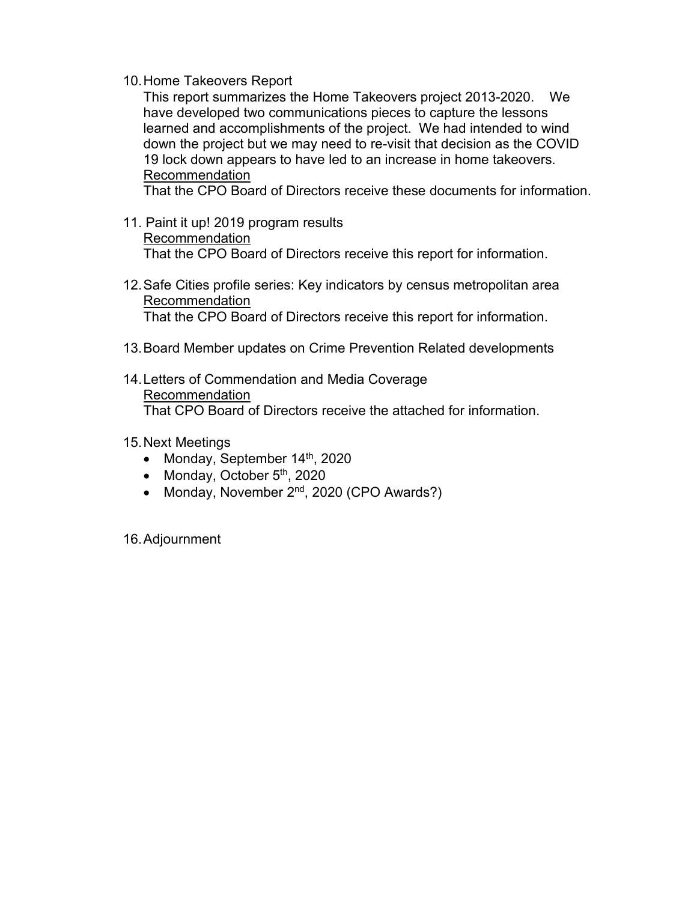10. Home Takeovers Report

    This report summarizes the Home Takeovers project 2013-2020. We have developed two communications pieces to capture the lessons learned and accomplishments of the project. We had intended to wind down the project but we may need to re-visit that decision as the COVID 19 lock down appears to have led to an increase in home takeovers.

    Recommendation

    That the CPO Board of Directors receive these documents for information.

11. Paint it up! 2019 program results

    Recommendation

    That the CPO Board of Directors receive this report for information.

12. Safe Cities profile series: Key indicators by census metropolitan area

    Recommendation

    That the CPO Board of Directors receive this report for information.

13. Board Member updates on Crime Prevention Related developments

14. Letters of Commendation and Media Coverage

    Recommendation

    That CPO Board of Directors receive the attached for information.

15. Next Meetings
    - Monday, September 14th, 2020
    - Monday, October 5th, 2020
    - Monday, November 2nd, 2020 (CPO Awards?)

16. Adjournment